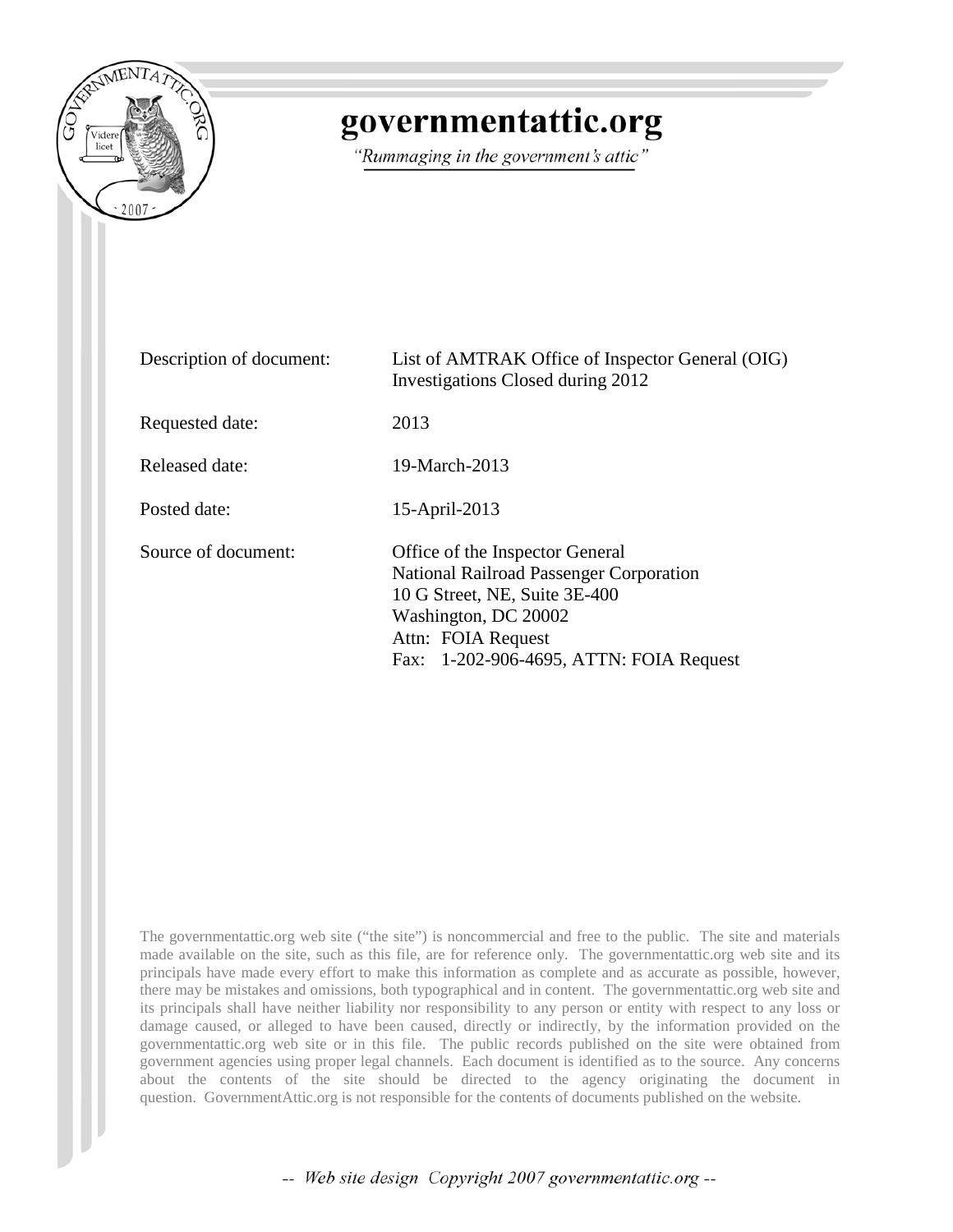# governmentattic.org

*"Rummaging in the government's attic"*

| | |
|---|---|
| Description of document: | List of AMTRAK Office of Inspector General (OIG) Investigations Closed during 2012 |
| Requested date: | 2013 |
| Released date: | 19-March-2013 |
| Posted date: | 15-April-2013 |
| Source of document: | Office of the Inspector General<br>National Railroad Passenger Corporation<br>10 G Street, NE, Suite 3E-400<br>Washington, DC 20002<br>Attn: FOIA Request<br>Fax: 1-202-906-4695, ATTN: FOIA Request |

The governmentattic.org web site ("the site") is noncommercial and free to the public. The site and materials made available on the site, such as this file, are for reference only. The governmentattic.org web site and its principals have made every effort to make this information as complete and as accurate as possible, however, there may be mistakes and omissions, both typographical and in content. The governmentattic.org web site and its principals shall have neither liability nor responsibility to any person or entity with respect to any loss or damage caused, or alleged to have been caused, directly or indirectly, by the information provided on the governmentattic.org web site or in this file. The public records published on the site were obtained from government agencies using proper legal channels. Each document is identified as to the source. Any concerns about the contents of the site should be directed to the agency originating the document in question. GovernmentAttic.org is not responsible for the contents of documents published on the website.

-- *Web site design Copyright 2007 governmentattic.org* --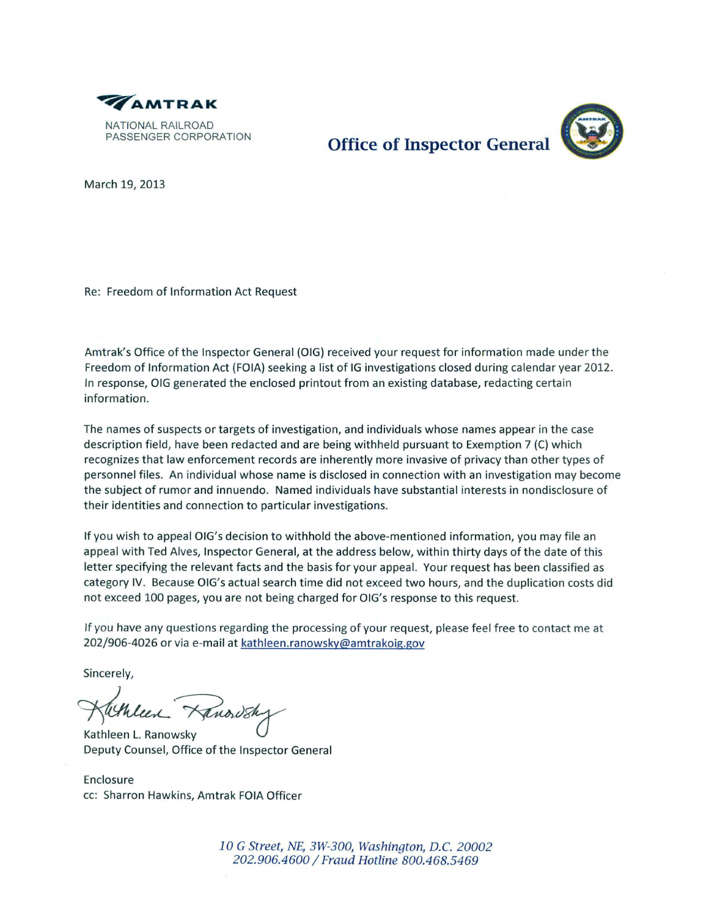**AMTRAK**

NATIONAL RAILROAD PASSENGER CORPORATION

**Office of Inspector General**

March 19, 2013

Re: Freedom of Information Act Request

Amtrak's Office of the Inspector General (OIG) received your request for information made under the Freedom of Information Act (FOIA) seeking a list of IG investigations closed during calendar year 2012. In response, OIG generated the enclosed printout from an existing database, redacting certain information.

The names of suspects or targets of investigation, and individuals whose names appear in the case description field, have been redacted and are being withheld pursuant to Exemption 7 (C) which recognizes that law enforcement records are inherently more invasive of privacy than other types of personnel files. An individual whose name is disclosed in connection with an investigation may become the subject of rumor and innuendo. Named individuals have substantial interests in nondisclosure of their identities and connection to particular investigations.

If you wish to appeal OIG's decision to withhold the above-mentioned information, you may file an appeal with Ted Alves, Inspector General, at the address below, within thirty days of the date of this letter specifying the relevant facts and the basis for your appeal. Your request has been classified as category IV. Because OIG's actual search time did not exceed two hours, and the duplication costs did not exceed 100 pages, you are not being charged for OIG's response to this request.

If you have any questions regarding the processing of your request, please feel free to contact me at 202/906-4026 or via e-mail at kathleen.ranowsky@amtrakoig.gov

Sincerely,

Kathleen L. Ranowsky
Deputy Counsel, Office of the Inspector General

Enclosure
cc: Sharron Hawkins, Amtrak FOIA Officer

*10 G Street, NE, 3W-300, Washington, D.C. 20002*
*202.906.4600 / Fraud Hotline 800.468.5469*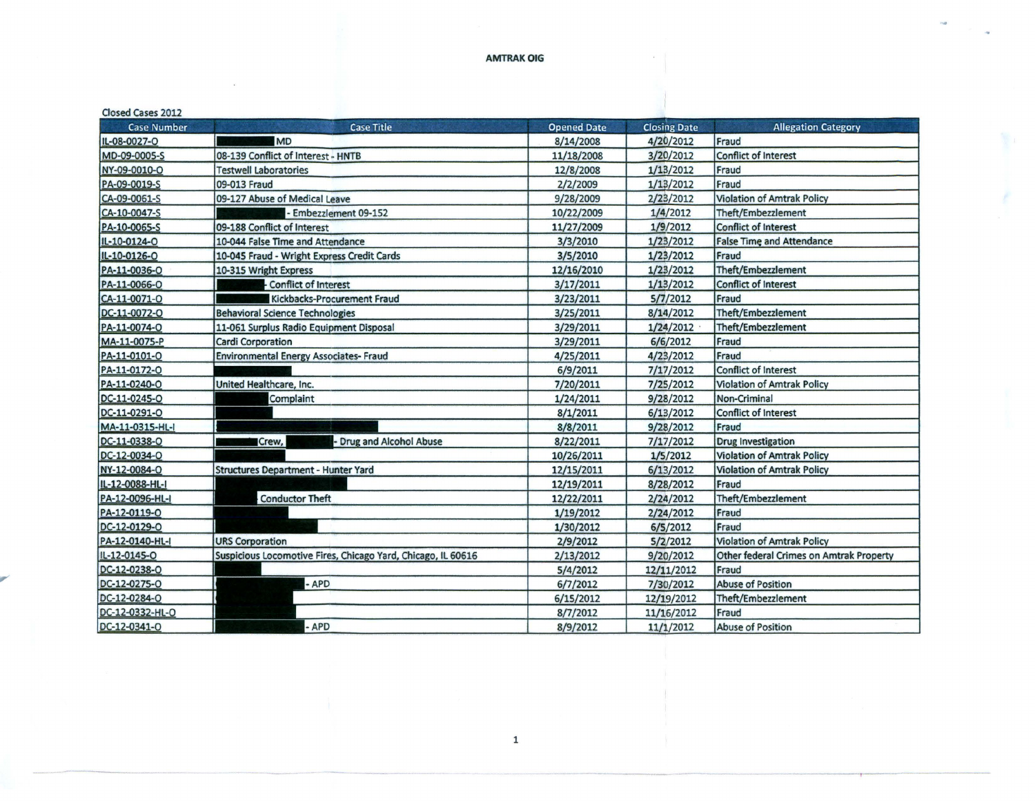**AMTRAK OIG**

Closed Cases 2012

| Case Number | Case Title | Opened Date | Closing Date | Allegation Category |
|---|---|---|---|---|
| IL-08-0027-O | MD | 8/14/2008 | 4/20/2012 | Fraud |
| MD-09-0005-S | 08-139 Conflict of Interest - HNTB | 11/18/2008 | 3/20/2012 | Conflict of Interest |
| NY-09-0010-O | Testwell Laboratories | 12/8/2008 | 1/13/2012 | Fraud |
| PA-09-0019-S | 09-013 Fraud | 2/2/2009 | 1/13/2012 | Fraud |
| CA-09-0061-S | 09-127 Abuse of Medical Leave | 9/28/2009 | 2/23/2012 | Violation of Amtrak Policy |
| CA-10-0047-S | - Embezzlement 09-152 | 10/22/2009 | 1/4/2012 | Theft/Embezzlement |
| PA-10-0065-S | 09-188 Conflict of Interest | 11/27/2009 | 1/9/2012 | Conflict of Interest |
| IL-10-0124-O | 10-044 False Time and Attendance | 3/3/2010 | 1/23/2012 | False Time and Attendance |
| IL-10-0126-O | 10-045 Fraud - Wright Express Credit Cards | 3/5/2010 | 1/23/2012 | Fraud |
| PA-11-0036-O | 10-315 Wright Express | 12/16/2010 | 1/23/2012 | Theft/Embezzlement |
| PA-11-0066-O | - Conflict of Interest | 3/17/2011 | 1/13/2012 | Conflict of Interest |
| CA-11-0071-O | Kickbacks-Procurement Fraud | 3/23/2011 | 5/7/2012 | Fraud |
| DC-11-0072-O | Behavioral Science Technologies | 3/25/2011 | 8/14/2012 | Theft/Embezzlement |
| PA-11-0074-O | 11-061 Surplus Radio Equipment Disposal | 3/29/2011 | 1/24/2012 | Theft/Embezzlement |
| MA-11-0075-P | Cardi Corporation | 3/29/2011 | 6/6/2012 | Fraud |
| PA-11-0101-O | Environmental Energy Associates- Fraud | 4/25/2011 | 4/23/2012 | Fraud |
| PA-11-0172-O | | 6/9/2011 | 7/17/2012 | Conflict of Interest |
| PA-11-0240-O | United Healthcare, Inc. | 7/20/2011 | 7/25/2012 | Violation of Amtrak Policy |
| DC-11-0245-O | Complaint | 1/24/2011 | 9/28/2012 | Non-Criminal |
| DC-11-0291-O | | 8/1/2011 | 6/13/2012 | Conflict of Interest |
| MA-11-0315-HL-I | | 8/8/2011 | 9/28/2012 | Fraud |
| DC-11-0338-O | Crew, - Drug and Alcohol Abuse | 8/22/2011 | 7/17/2012 | Drug Investigation |
| DC-12-0034-O | | 10/26/2011 | 1/5/2012 | Violation of Amtrak Policy |
| NY-12-0084-O | Structures Department - Hunter Yard | 12/15/2011 | 6/13/2012 | Violation of Amtrak Policy |
| IL-12-0088-HL-I | | 12/19/2011 | 8/28/2012 | Fraud |
| PA-12-0096-HL-I | Conductor Theft | 12/22/2011 | 2/24/2012 | Theft/Embezzlement |
| PA-12-0119-O | | 1/19/2012 | 2/24/2012 | Fraud |
| DC-12-0129-O | | 1/30/2012 | 6/5/2012 | Fraud |
| PA-12-0140-HL-I | URS Corporation | 2/9/2012 | 5/2/2012 | Violation of Amtrak Policy |
| IL-12-0145-O | Suspicious Locomotive Fires, Chicago Yard, Chicago, IL 60616 | 2/13/2012 | 9/20/2012 | Other federal Crimes on Amtrak Property |
| DC-12-0238-O | | 5/4/2012 | 12/11/2012 | Fraud |
| DC-12-0275-O | - APD | 6/7/2012 | 7/30/2012 | Abuse of Position |
| DC-12-0284-O | | 6/15/2012 | 12/19/2012 | Theft/Embezzlement |
| DC-12-0332-HL-O | | 8/7/2012 | 11/16/2012 | Fraud |
| DC-12-0341-O | - APD | 8/9/2012 | 11/1/2012 | Abuse of Position |